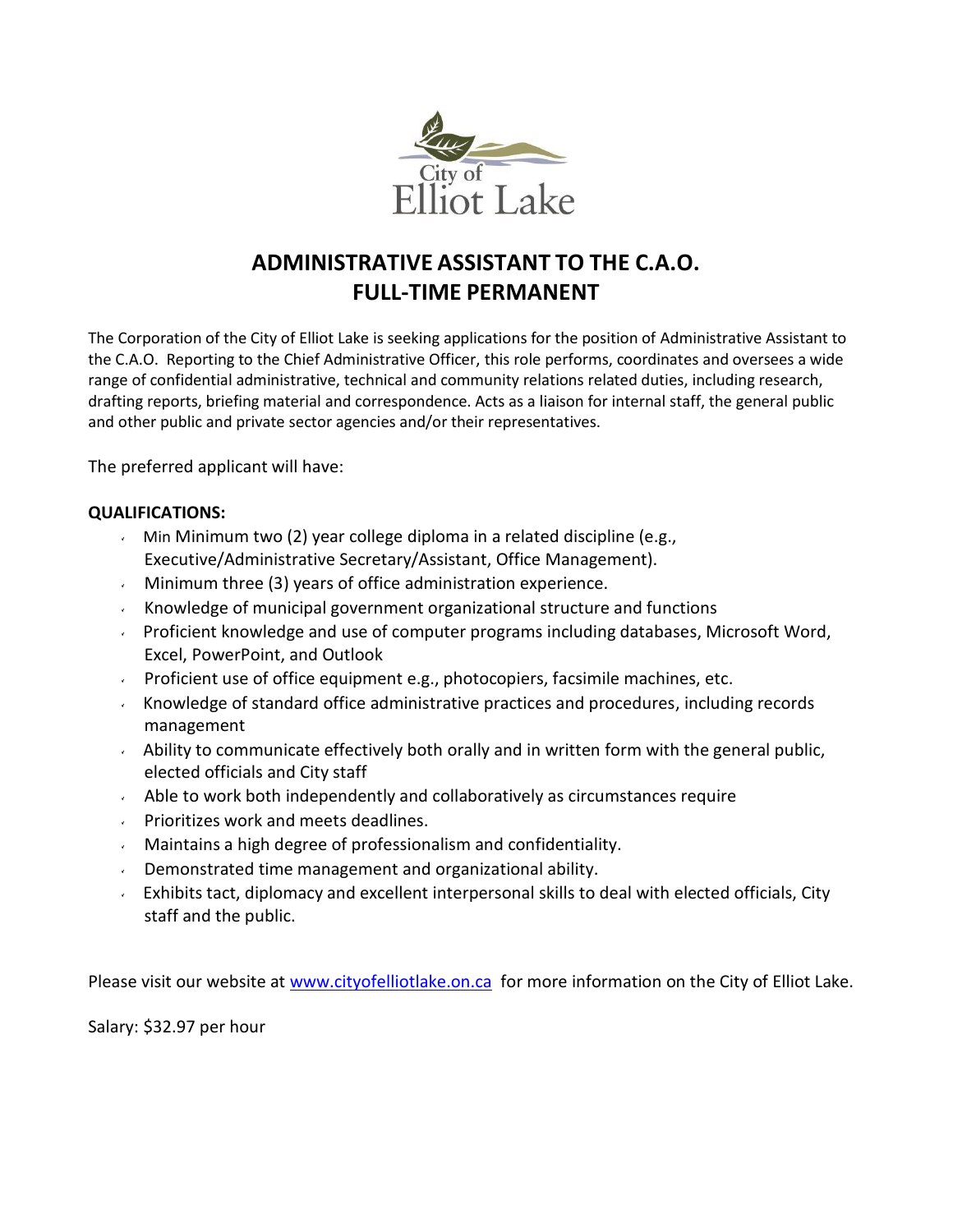City of Elliot Lake

# ADMINISTRATIVE ASSISTANT TO THE C.A.O.
# FULL-TIME PERMANENT

The Corporation of the City of Elliot Lake is seeking applications for the position of Administrative Assistant to the C.A.O. Reporting to the Chief Administrative Officer, this role performs, coordinates and oversees a wide range of confidential administrative, technical and community relations related duties, including research, drafting reports, briefing material and correspondence. Acts as a liaison for internal staff, the general public and other public and private sector agencies and/or their representatives.

The preferred applicant will have:

**QUALIFICATIONS:**

- Min Minimum two (2) year college diploma in a related discipline (e.g., Executive/Administrative Secretary/Assistant, Office Management).
- Minimum three (3) years of office administration experience.
- Knowledge of municipal government organizational structure and functions
- Proficient knowledge and use of computer programs including databases, Microsoft Word, Excel, PowerPoint, and Outlook
- Proficient use of office equipment e.g., photocopiers, facsimile machines, etc.
- Knowledge of standard office administrative practices and procedures, including records management
- Ability to communicate effectively both orally and in written form with the general public, elected officials and City staff
- Able to work both independently and collaboratively as circumstances require
- Prioritizes work and meets deadlines.
- Maintains a high degree of professionalism and confidentiality.
- Demonstrated time management and organizational ability.
- Exhibits tact, diplomacy and excellent interpersonal skills to deal with elected officials, City staff and the public.

Please visit our website at [www.cityofelliotlake.on.ca](http://www.cityofelliotlake.on.ca) for more information on the City of Elliot Lake.

Salary: $32.97 per hour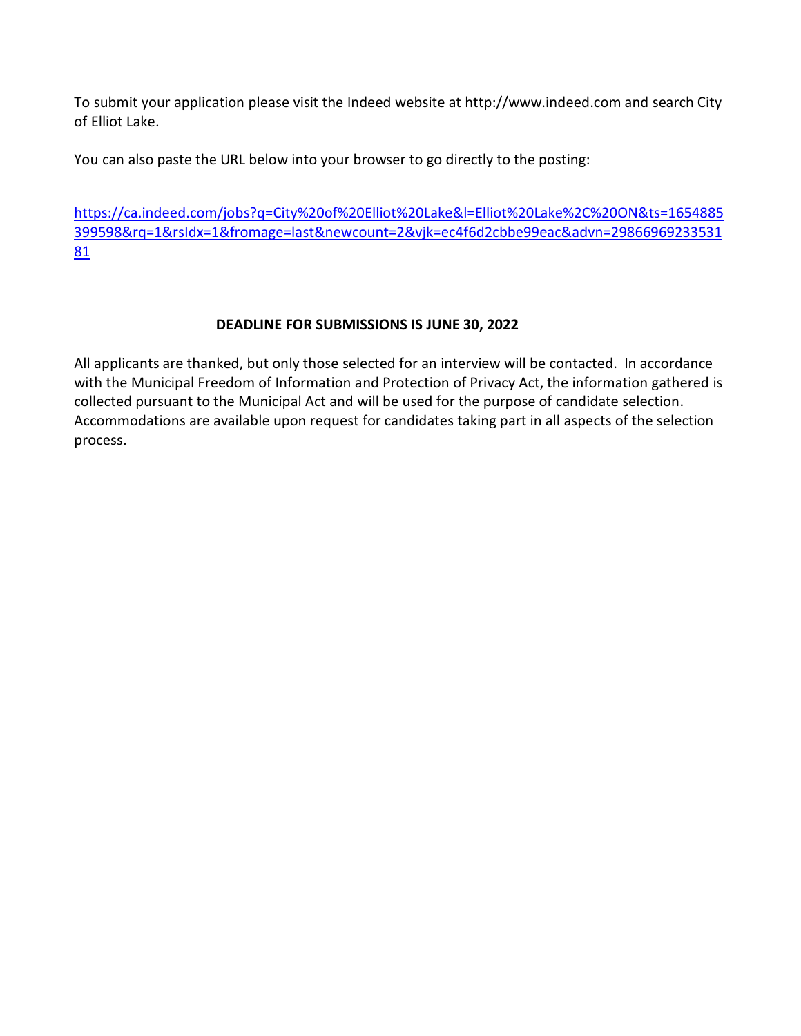To submit your application please visit the Indeed website at http://www.indeed.com and search City of Elliot Lake.

You can also paste the URL below into your browser to go directly to the posting:

https://ca.indeed.com/jobs?q=City%20of%20Elliot%20Lake&l=Elliot%20Lake%2C%20ON&ts=1654885399598&rq=1&rsIdx=1&fromage=last&newcount=2&vjk=ec4f6d2cbbe99eac&advn=2986696923353181

**DEADLINE FOR SUBMISSIONS IS JUNE 30, 2022**

All applicants are thanked, but only those selected for an interview will be contacted. In accordance with the Municipal Freedom of Information and Protection of Privacy Act, the information gathered is collected pursuant to the Municipal Act and will be used for the purpose of candidate selection. Accommodations are available upon request for candidates taking part in all aspects of the selection process.